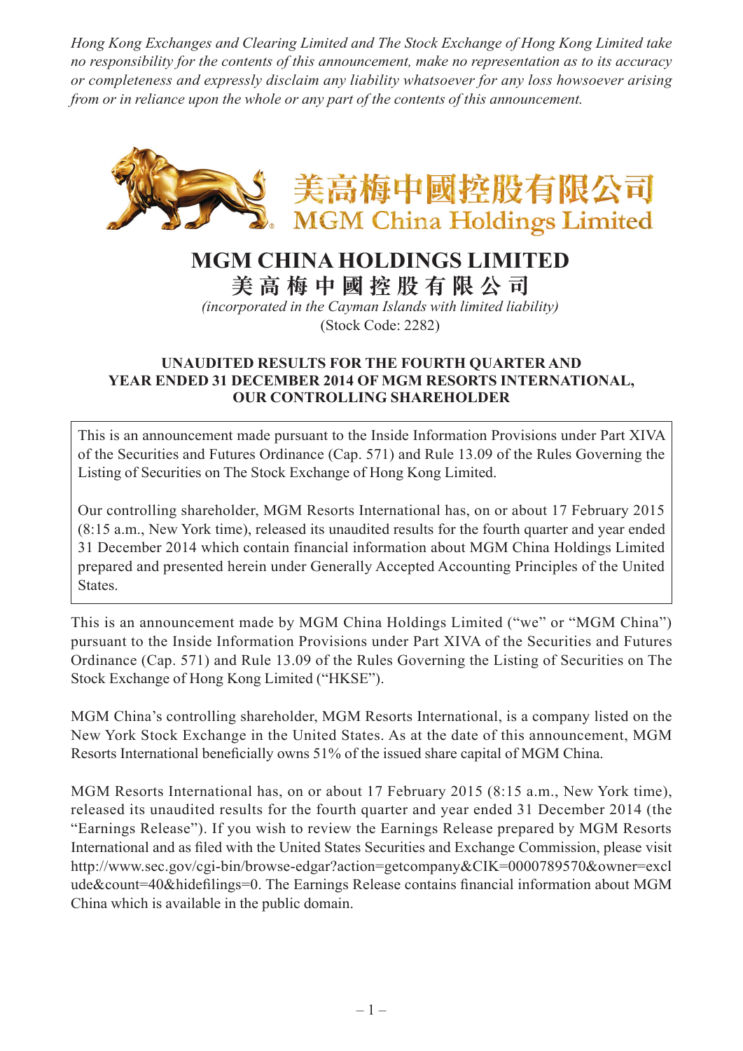*Hong Kong Exchanges and Clearing Limited and The Stock Exchange of Hong Kong Limited take no responsibility for the contents of this announcement, make no representation as to its accuracy or completeness and expressly disclaim any liability whatsoever for any loss howsoever arising from or in reliance upon the whole or any part of the contents of this announcement.*

美高梅中國控股有限公司
MGM China Holdings Limited

# MGM CHINA HOLDINGS LIMITED
# 美 高 梅 中 國 控 股 有 限 公 司

*(incorporated in the Cayman Islands with limited liability)*
(Stock Code: 2282)

## UNAUDITED RESULTS FOR THE FOURTH QUARTER AND YEAR ENDED 31 DECEMBER 2014 OF MGM RESORTS INTERNATIONAL, OUR CONTROLLING SHAREHOLDER

This is an announcement made pursuant to the Inside Information Provisions under Part XIVA of the Securities and Futures Ordinance (Cap. 571) and Rule 13.09 of the Rules Governing the Listing of Securities on The Stock Exchange of Hong Kong Limited.

Our controlling shareholder, MGM Resorts International has, on or about 17 February 2015 (8:15 a.m., New York time), released its unaudited results for the fourth quarter and year ended 31 December 2014 which contain financial information about MGM China Holdings Limited prepared and presented herein under Generally Accepted Accounting Principles of the United States.

This is an announcement made by MGM China Holdings Limited ("we" or "MGM China") pursuant to the Inside Information Provisions under Part XIVA of the Securities and Futures Ordinance (Cap. 571) and Rule 13.09 of the Rules Governing the Listing of Securities on The Stock Exchange of Hong Kong Limited ("HKSE").

MGM China's controlling shareholder, MGM Resorts International, is a company listed on the New York Stock Exchange in the United States. As at the date of this announcement, MGM Resorts International beneficially owns 51% of the issued share capital of MGM China.

MGM Resorts International has, on or about 17 February 2015 (8:15 a.m., New York time), released its unaudited results for the fourth quarter and year ended 31 December 2014 (the "Earnings Release"). If you wish to review the Earnings Release prepared by MGM Resorts International and as filed with the United States Securities and Exchange Commission, please visit http://www.sec.gov/cgi-bin/browse-edgar?action=getcompany&CIK=0000789570&owner=exclude&count=40&hidefilings=0. The Earnings Release contains financial information about MGM China which is available in the public domain.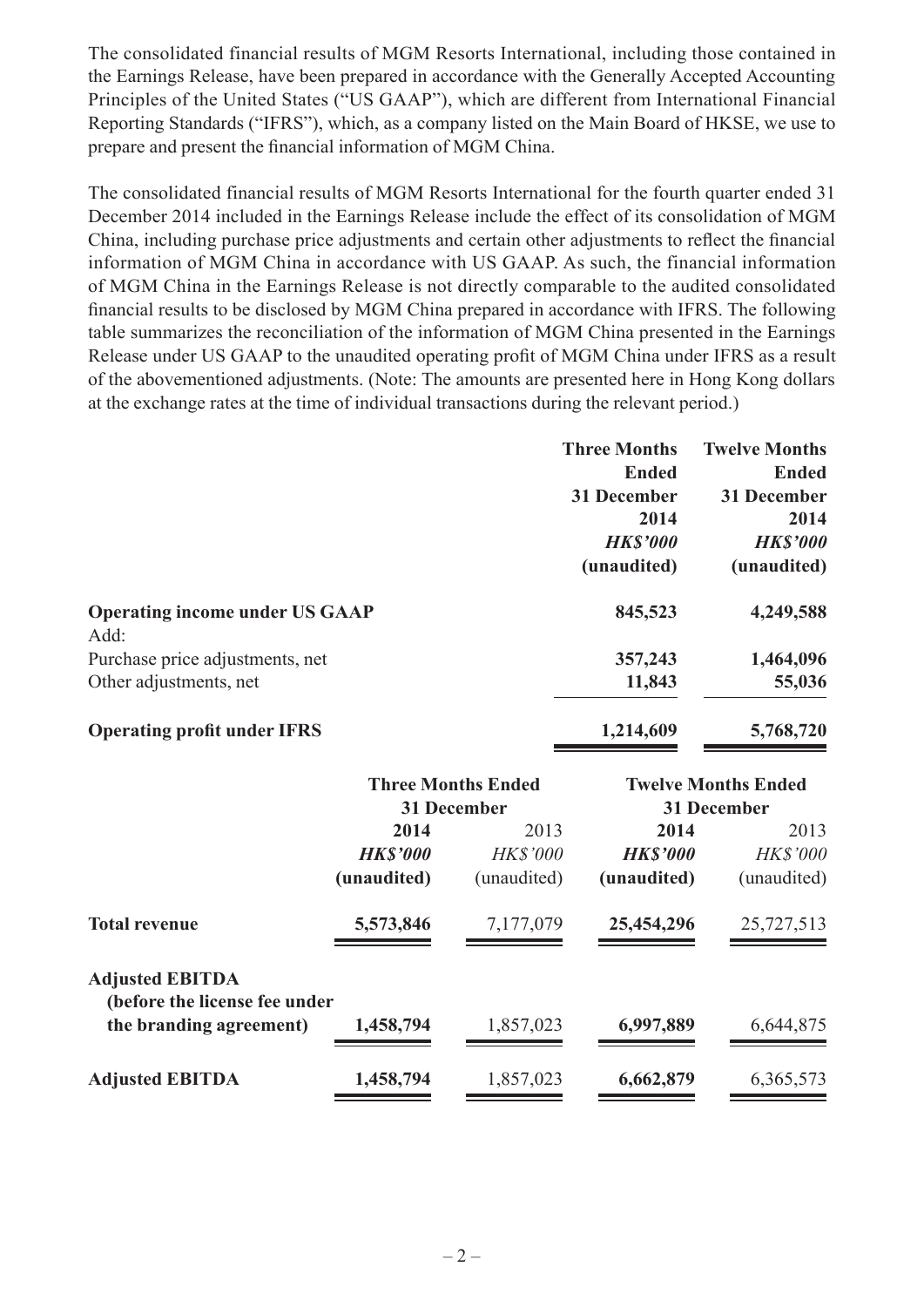The consolidated financial results of MGM Resorts International, including those contained in the Earnings Release, have been prepared in accordance with the Generally Accepted Accounting Principles of the United States ("US GAAP"), which are different from International Financial Reporting Standards ("IFRS"), which, as a company listed on the Main Board of HKSE, we use to prepare and present the financial information of MGM China.

The consolidated financial results of MGM Resorts International for the fourth quarter ended 31 December 2014 included in the Earnings Release include the effect of its consolidation of MGM China, including purchase price adjustments and certain other adjustments to reflect the financial information of MGM China in accordance with US GAAP. As such, the financial information of MGM China in the Earnings Release is not directly comparable to the audited consolidated financial results to be disclosed by MGM China prepared in accordance with IFRS. The following table summarizes the reconciliation of the information of MGM China presented in the Earnings Release under US GAAP to the unaudited operating profit of MGM China under IFRS as a result of the abovementioned adjustments. (Note: The amounts are presented here in Hong Kong dollars at the exchange rates at the time of individual transactions during the relevant period.)

| | **Three Months Ended 31 December 2014** | **Twelve Months Ended 31 December 2014** |
|---|---|---|
| | ***HK$'000*** | ***HK$'000*** |
| | **(unaudited)** | **(unaudited)** |
| **Operating income under US GAAP** | **845,523** | **4,249,588** |
| Add: | | |
| Purchase price adjustments, net | **357,243** | **1,464,096** |
| Other adjustments, net | **11,843** | **55,036** |
| **Operating profit under IFRS** | **1,214,609** | **5,768,720** |

| | **Three Months Ended 31 December** | | **Twelve Months Ended 31 December** | |
|---|---|---|---|---|
| | **2014** | 2013 | **2014** | 2013 |
| | ***HK$'000*** | *HK$'000* | ***HK$'000*** | *HK$'000* |
| | **(unaudited)** | (unaudited) | **(unaudited)** | (unaudited) |
| **Total revenue** | **5,573,846** | 7,177,079 | **25,454,296** | 25,727,513 |
| **Adjusted EBITDA (before the license fee under the branding agreement)** | **1,458,794** | 1,857,023 | **6,997,889** | 6,644,875 |
| **Adjusted EBITDA** | **1,458,794** | 1,857,023 | **6,662,879** | 6,365,573 |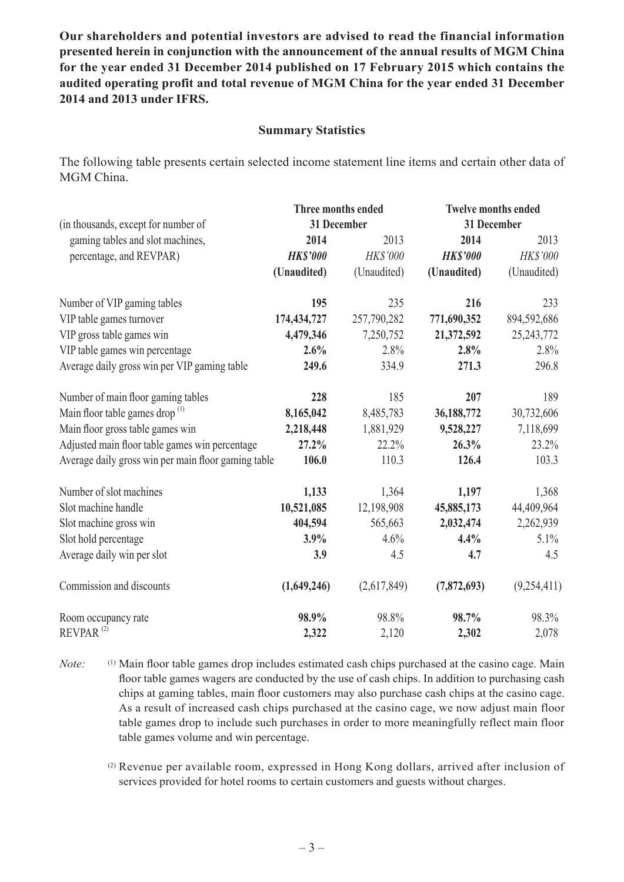**Our shareholders and potential investors are advised to read the financial information presented herein in conjunction with the announcement of the annual results of MGM China for the year ended 31 December 2014 published on 17 February 2015 which contains the audited operating profit and total revenue of MGM China for the year ended 31 December 2014 and 2013 under IFRS.**

### Summary Statistics

The following table presents certain selected income statement line items and certain other data of MGM China.

| (in thousands, except for number of gaming tables and slot machines, percentage, and REVPAR) | Three months ended 31 December | | Twelve months ended 31 December | |
|---|---|---|---|---|
| | **2014** | 2013 | **2014** | 2013 |
| | ***HK$'000*** | *HK$'000* | ***HK$'000*** | *HK$'000* |
| | **(Unaudited)** | (Unaudited) | **(Unaudited)** | (Unaudited) |
| Number of VIP gaming tables | **195** | 235 | **216** | 233 |
| VIP table games turnover | **174,434,727** | 257,790,282 | **771,690,352** | 894,592,686 |
| VIP gross table games win | **4,479,346** | 7,250,752 | **21,372,592** | 25,243,772 |
| VIP table games win percentage | **2.6%** | 2.8% | **2.8%** | 2.8% |
| Average daily gross win per VIP gaming table | **249.6** | 334.9 | **271.3** | 296.8 |
| Number of main floor gaming tables | **228** | 185 | **207** | 189 |
| Main floor table games drop [(1)] | **8,165,042** | 8,485,783 | **36,188,772** | 30,732,606 |
| Main floor gross table games win | **2,218,448** | 1,881,929 | **9,528,227** | 7,118,699 |
| Adjusted main floor table games win percentage | **27.2%** | 22.2% | **26.3%** | 23.2% |
| Average daily gross win per main floor gaming table | **106.0** | 110.3 | **126.4** | 103.3 |
| Number of slot machines | **1,133** | 1,364 | **1,197** | 1,368 |
| Slot machine handle | **10,521,085** | 12,198,908 | **45,885,173** | 44,409,964 |
| Slot machine gross win | **404,594** | 565,663 | **2,032,474** | 2,262,939 |
| Slot hold percentage | **3.9%** | 4.6% | **4.4%** | 5.1% |
| Average daily win per slot | **3.9** | 4.5 | **4.7** | 4.5 |
| Commission and discounts | **(1,649,246)** | (2,617,849) | **(7,872,693)** | (9,254,411) |
| Room occupancy rate | **98.9%** | 98.8% | **98.7%** | 98.3% |
| REVPAR [(2)] | **2,322** | 2,120 | **2,302** | 2,078 |

*Note:* (1) Main floor table games drop includes estimated cash chips purchased at the casino cage. Main floor table games wagers are conducted by the use of cash chips. In addition to purchasing cash chips at gaming tables, main floor customers may also purchase cash chips at the casino cage. As a result of increased cash chips purchased at the casino cage, we now adjust main floor table games drop to include such purchases in order to more meaningfully reflect main floor table games volume and win percentage.

(2) Revenue per available room, expressed in Hong Kong dollars, arrived after inclusion of services provided for hotel rooms to certain customers and guests without charges.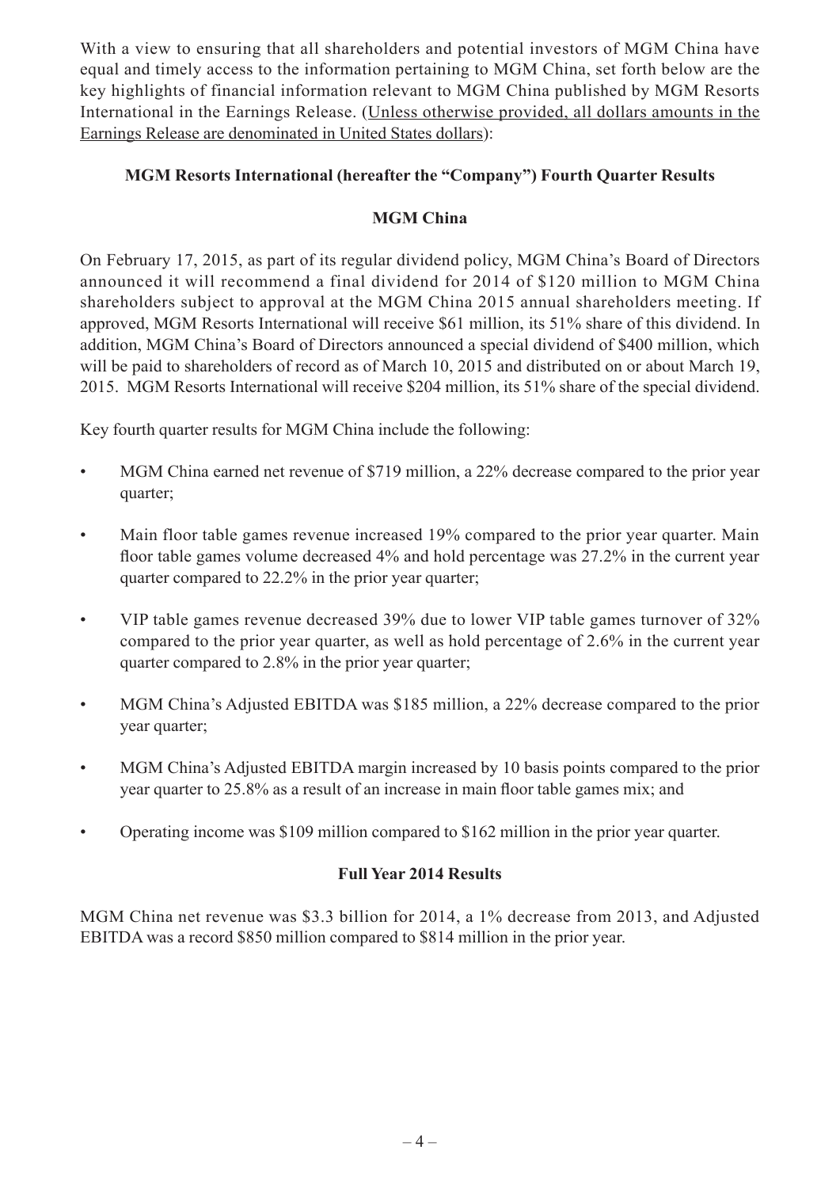With a view to ensuring that all shareholders and potential investors of MGM China have equal and timely access to the information pertaining to MGM China, set forth below are the key highlights of financial information relevant to MGM China published by MGM Resorts International in the Earnings Release. (<u>Unless otherwise provided, all dollars amounts in the Earnings Release are denominated in United States dollars</u>):

**MGM Resorts International (hereafter the "Company") Fourth Quarter Results**

**MGM China**

On February 17, 2015, as part of its regular dividend policy, MGM China's Board of Directors announced it will recommend a final dividend for 2014 of $120 million to MGM China shareholders subject to approval at the MGM China 2015 annual shareholders meeting. If approved, MGM Resorts International will receive $61 million, its 51% share of this dividend. In addition, MGM China's Board of Directors announced a special dividend of $400 million, which will be paid to shareholders of record as of March 10, 2015 and distributed on or about March 19, 2015. MGM Resorts International will receive $204 million, its 51% share of the special dividend.

Key fourth quarter results for MGM China include the following:

- MGM China earned net revenue of $719 million, a 22% decrease compared to the prior year quarter;
- Main floor table games revenue increased 19% compared to the prior year quarter. Main floor table games volume decreased 4% and hold percentage was 27.2% in the current year quarter compared to 22.2% in the prior year quarter;
- VIP table games revenue decreased 39% due to lower VIP table games turnover of 32% compared to the prior year quarter, as well as hold percentage of 2.6% in the current year quarter compared to 2.8% in the prior year quarter;
- MGM China's Adjusted EBITDA was $185 million, a 22% decrease compared to the prior year quarter;
- MGM China's Adjusted EBITDA margin increased by 10 basis points compared to the prior year quarter to 25.8% as a result of an increase in main floor table games mix; and
- Operating income was $109 million compared to $162 million in the prior year quarter.

**Full Year 2014 Results**

MGM China net revenue was $3.3 billion for 2014, a 1% decrease from 2013, and Adjusted EBITDA was a record $850 million compared to $814 million in the prior year.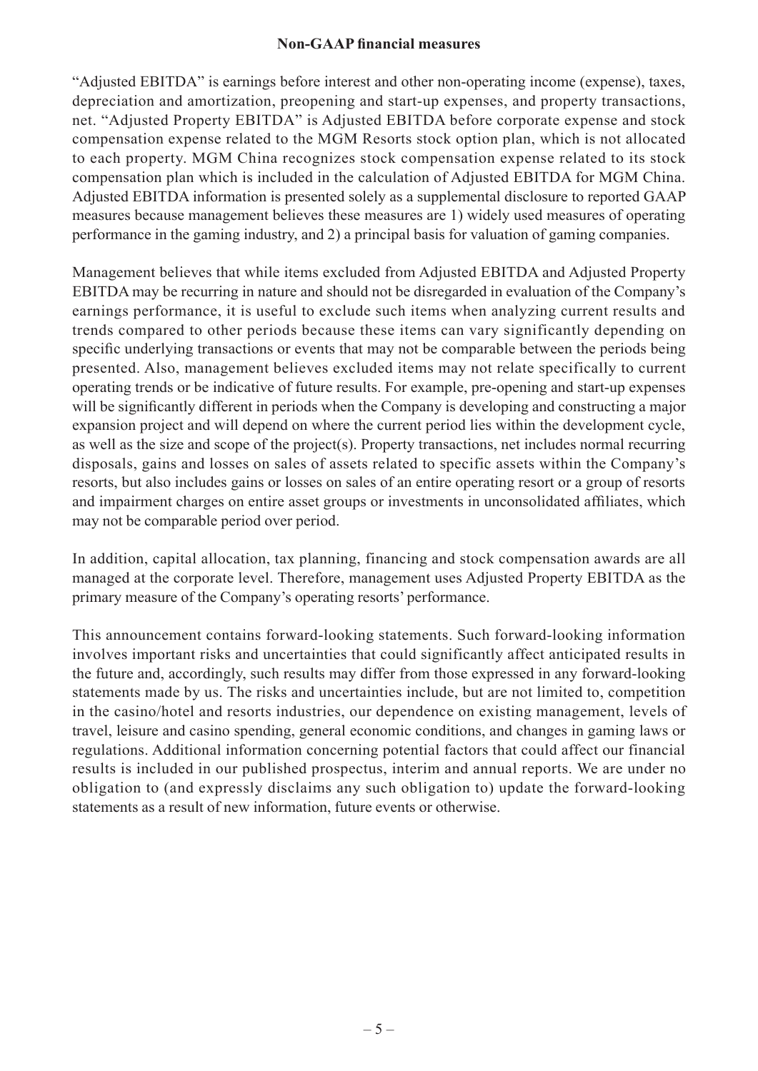**Non-GAAP financial measures**

"Adjusted EBITDA" is earnings before interest and other non-operating income (expense), taxes, depreciation and amortization, preopening and start-up expenses, and property transactions, net. "Adjusted Property EBITDA" is Adjusted EBITDA before corporate expense and stock compensation expense related to the MGM Resorts stock option plan, which is not allocated to each property. MGM China recognizes stock compensation expense related to its stock compensation plan which is included in the calculation of Adjusted EBITDA for MGM China. Adjusted EBITDA information is presented solely as a supplemental disclosure to reported GAAP measures because management believes these measures are 1) widely used measures of operating performance in the gaming industry, and 2) a principal basis for valuation of gaming companies.

Management believes that while items excluded from Adjusted EBITDA and Adjusted Property EBITDA may be recurring in nature and should not be disregarded in evaluation of the Company's earnings performance, it is useful to exclude such items when analyzing current results and trends compared to other periods because these items can vary significantly depending on specific underlying transactions or events that may not be comparable between the periods being presented. Also, management believes excluded items may not relate specifically to current operating trends or be indicative of future results. For example, pre-opening and start-up expenses will be significantly different in periods when the Company is developing and constructing a major expansion project and will depend on where the current period lies within the development cycle, as well as the size and scope of the project(s). Property transactions, net includes normal recurring disposals, gains and losses on sales of assets related to specific assets within the Company's resorts, but also includes gains or losses on sales of an entire operating resort or a group of resorts and impairment charges on entire asset groups or investments in unconsolidated affiliates, which may not be comparable period over period.

In addition, capital allocation, tax planning, financing and stock compensation awards are all managed at the corporate level. Therefore, management uses Adjusted Property EBITDA as the primary measure of the Company's operating resorts' performance.

This announcement contains forward-looking statements. Such forward-looking information involves important risks and uncertainties that could significantly affect anticipated results in the future and, accordingly, such results may differ from those expressed in any forward-looking statements made by us. The risks and uncertainties include, but are not limited to, competition in the casino/hotel and resorts industries, our dependence on existing management, levels of travel, leisure and casino spending, general economic conditions, and changes in gaming laws or regulations. Additional information concerning potential factors that could affect our financial results is included in our published prospectus, interim and annual reports. We are under no obligation to (and expressly disclaims any such obligation to) update the forward-looking statements as a result of new information, future events or otherwise.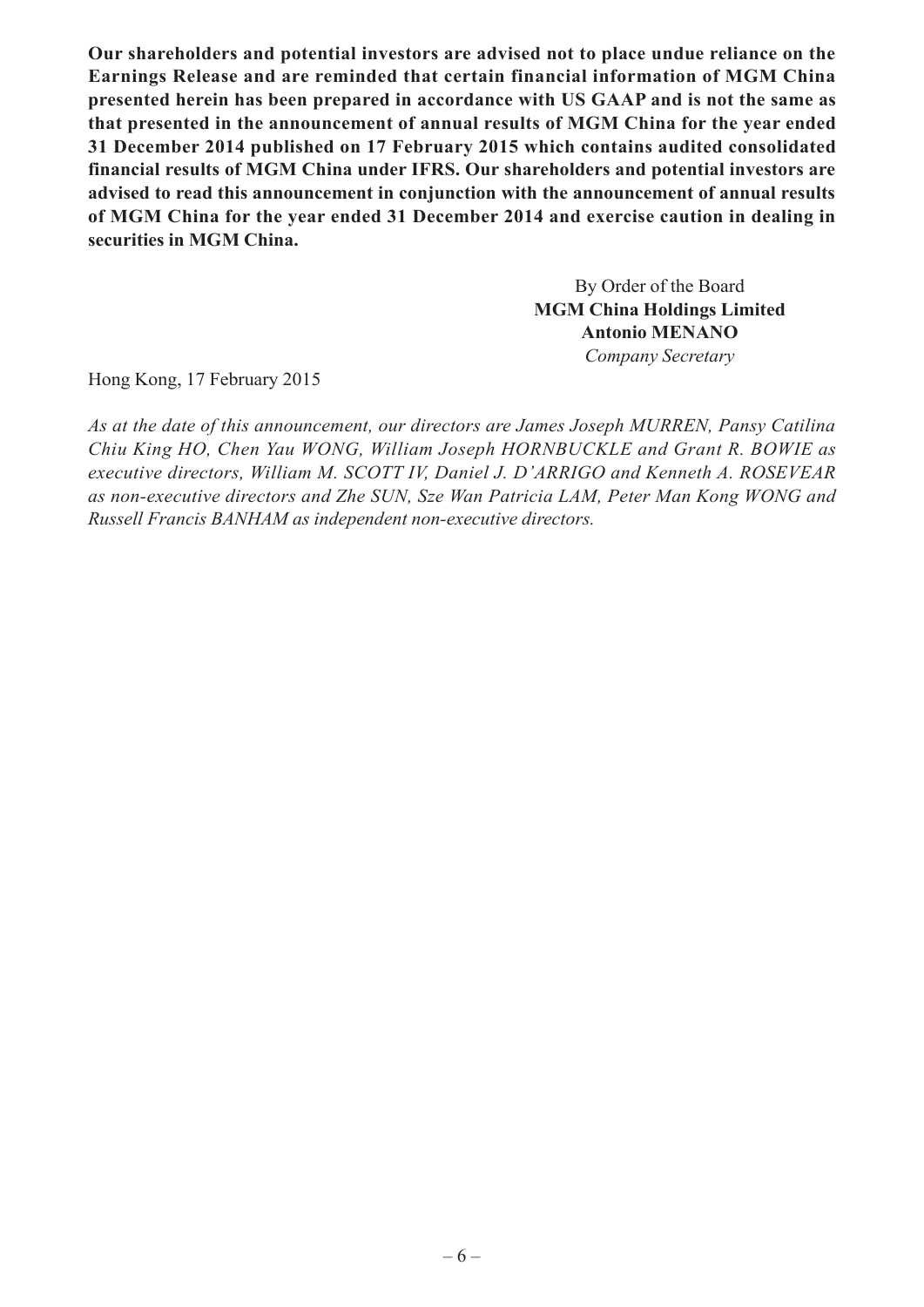**Our shareholders and potential investors are advised not to place undue reliance on the Earnings Release and are reminded that certain financial information of MGM China presented herein has been prepared in accordance with US GAAP and is not the same as that presented in the announcement of annual results of MGM China for the year ended 31 December 2014 published on 17 February 2015 which contains audited consolidated financial results of MGM China under IFRS. Our shareholders and potential investors are advised to read this announcement in conjunction with the announcement of annual results of MGM China for the year ended 31 December 2014 and exercise caution in dealing in securities in MGM China.**

By Order of the Board
**MGM China Holdings Limited**
**Antonio MENANO**
*Company Secretary*

Hong Kong, 17 February 2015

*As at the date of this announcement, our directors are James Joseph MURREN, Pansy Catilina Chiu King HO, Chen Yau WONG, William Joseph HORNBUCKLE and Grant R. BOWIE as executive directors, William M. SCOTT IV, Daniel J. D'ARRIGO and Kenneth A. ROSEVEAR as non-executive directors and Zhe SUN, Sze Wan Patricia LAM, Peter Man Kong WONG and Russell Francis BANHAM as independent non-executive directors.*